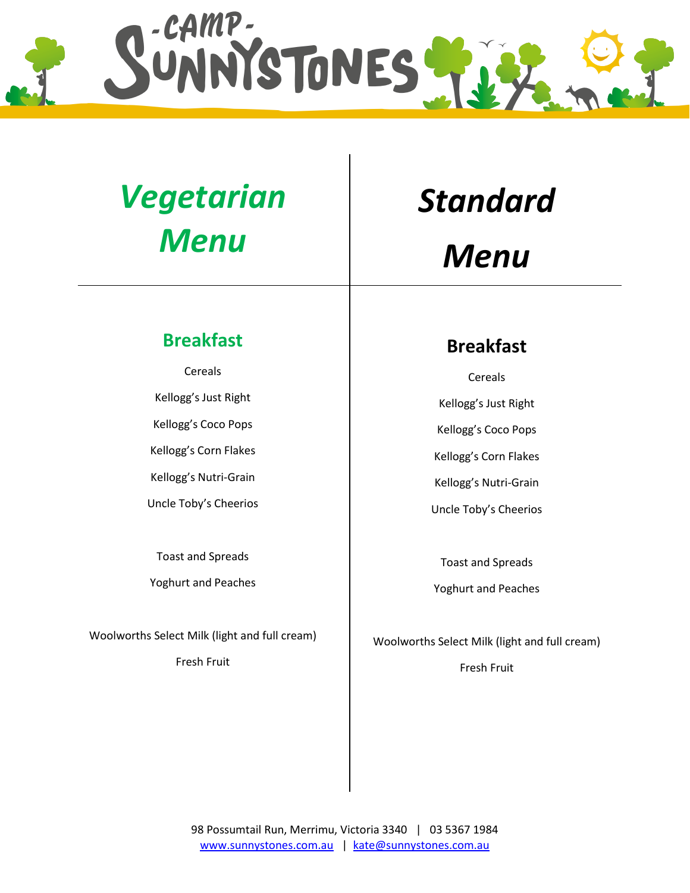# Camp Sunnystones

## *Vegetarian Menu*

### Breakfast

Cereals

Kellogg's Just Right

Kellogg's Coco Pops

Kellogg's Corn Flakes

Kellogg's Nutri-Grain

Uncle Toby's Cheerios

Toast and Spreads

Yoghurt and Peaches

Woolworths Select Milk (light and full cream)

Fresh Fruit

## *Standard Menu*

### Breakfast

Cereals

Kellogg's Just Right

Kellogg's Coco Pops

Kellogg's Corn Flakes

Kellogg's Nutri-Grain

Uncle Toby's Cheerios

Toast and Spreads

Yoghurt and Peaches

Woolworths Select Milk (light and full cream)

Fresh Fruit

98 Possumtail Run, Merrimu, Victoria 3340 | 03 5367 1984
www.sunnystones.com.au | kate@sunnystones.com.au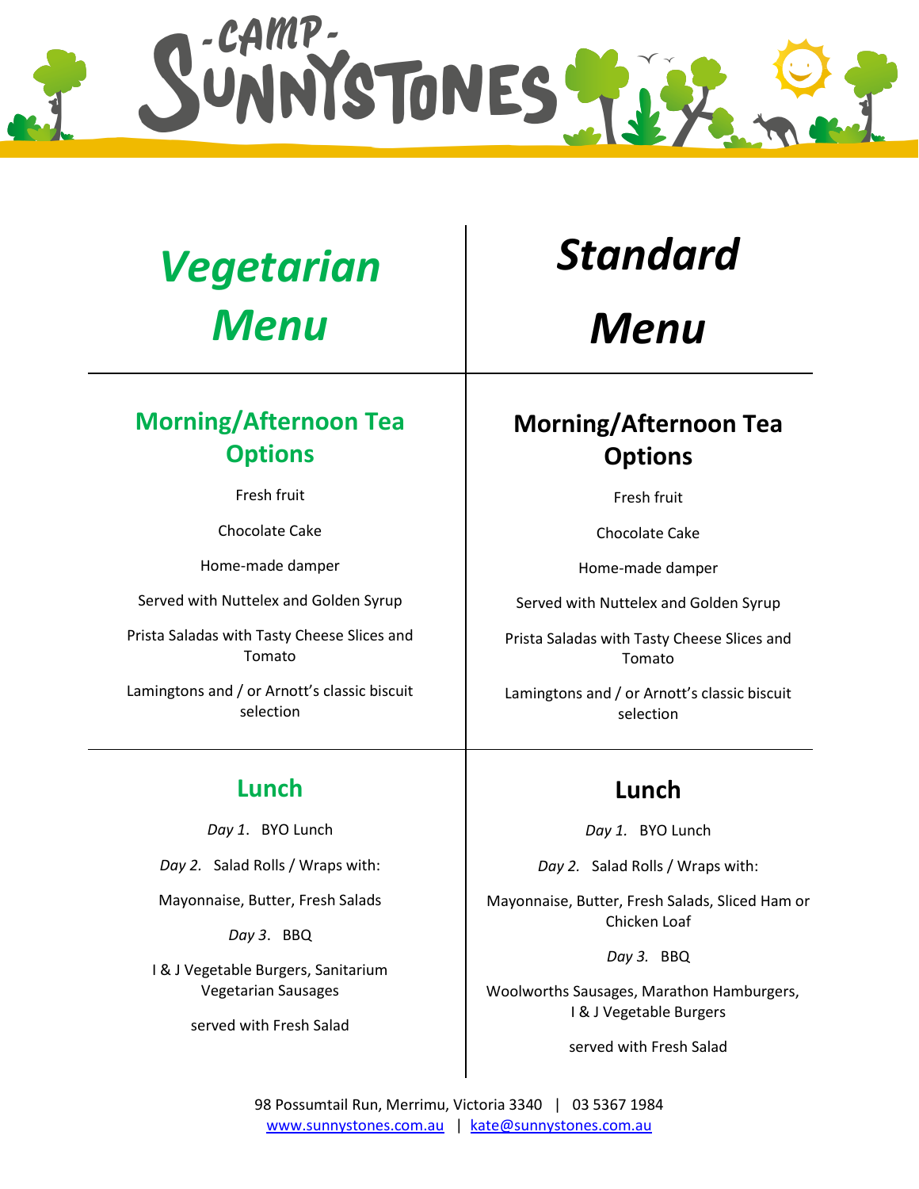# Camp Sunnystones

## *Vegetarian Menu*

### Morning/Afternoon Tea Options

Fresh fruit

Chocolate Cake

Home-made damper

Served with Nuttelex and Golden Syrup

Prista Saladas with Tasty Cheese Slices and Tomato

Lamingtons and / or Arnott's classic biscuit selection

### Lunch

*Day 1*. BYO Lunch

*Day 2*. Salad Rolls / Wraps with:

Mayonnaise, Butter, Fresh Salads

*Day 3*. BBQ

I & J Vegetable Burgers, Sanitarium Vegetarian Sausages

served with Fresh Salad

## *Standard Menu*

### Morning/Afternoon Tea Options

Fresh fruit

Chocolate Cake

Home-made damper

Served with Nuttelex and Golden Syrup

Prista Saladas with Tasty Cheese Slices and Tomato

Lamingtons and / or Arnott's classic biscuit selection

### Lunch

*Day 1.* BYO Lunch

*Day 2.* Salad Rolls / Wraps with:

Mayonnaise, Butter, Fresh Salads, Sliced Ham or Chicken Loaf

*Day 3.* BBQ

Woolworths Sausages, Marathon Hamburgers, I & J Vegetable Burgers

served with Fresh Salad

98 Possumtail Run, Merrimu, Victoria 3340 | 03 5367 1984
www.sunnystones.com.au | kate@sunnystones.com.au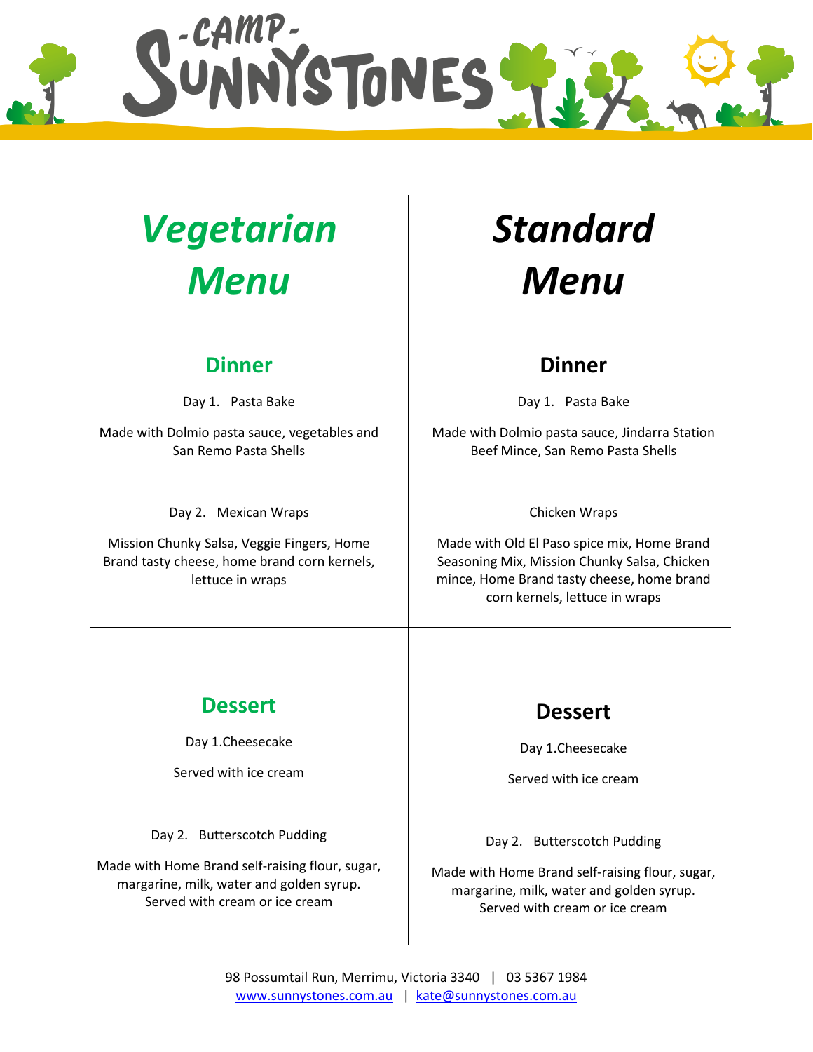# Camp Sunnystones

| *Vegetarian Menu* | *Standard Menu* |
| --- | --- |
| **Dinner** | **Dinner** |
| Day 1. Pasta Bake | Day 1. Pasta Bake |
| Made with Dolmio pasta sauce, vegetables and San Remo Pasta Shells | Made with Dolmio pasta sauce, Jindarra Station Beef Mince, San Remo Pasta Shells |
| Day 2. Mexican Wraps | Chicken Wraps |
| Mission Chunky Salsa, Veggie Fingers, Home Brand tasty cheese, home brand corn kernels, lettuce in wraps | Made with Old El Paso spice mix, Home Brand Seasoning Mix, Mission Chunky Salsa, Chicken mince, Home Brand tasty cheese, home brand corn kernels, lettuce in wraps |
| **Dessert** | **Dessert** |
| Day 1.Cheesecake | Day 1.Cheesecake |
| Served with ice cream | Served with ice cream |
| Day 2. Butterscotch Pudding | Day 2. Butterscotch Pudding |
| Made with Home Brand self-raising flour, sugar, margarine, milk, water and golden syrup. Served with cream or ice cream | Made with Home Brand self-raising flour, sugar, margarine, milk, water and golden syrup. Served with cream or ice cream |

98 Possumtail Run, Merrimu, Victoria 3340 | 03 5367 1984
www.sunnystones.com.au | kate@sunnystones.com.au